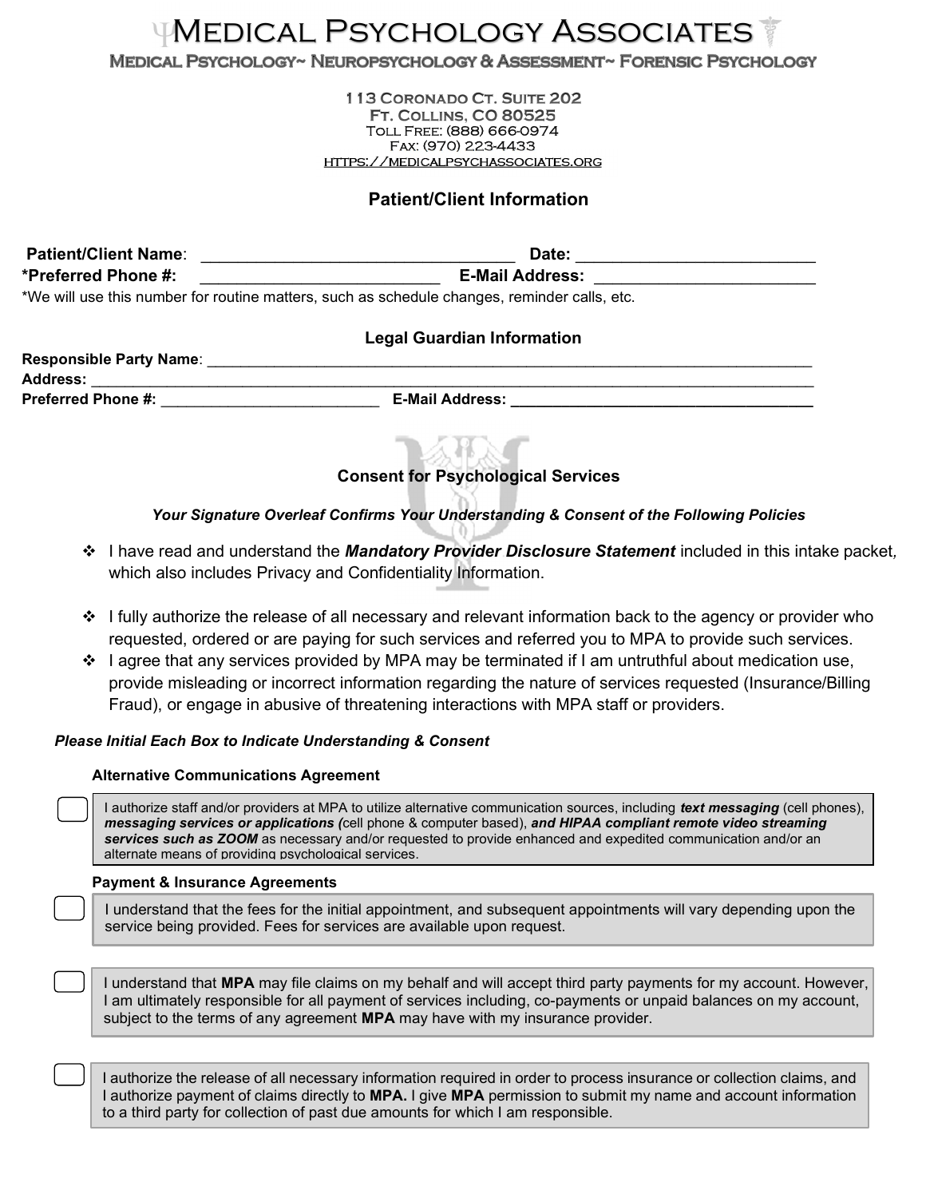# Medical Psychology Associates

**Medical Psychology~ Neuropsychology & Assessment~ Forensic Psychology**

113 Coronado Ct. Suite 202
Ft. Collins, CO 80525
Toll Free: (888) 666-0974
Fax: (970) 223-4433
https://medicalpsychassociates.org

## Patient/Client Information

**Patient/Client Name**: ___________________________________ **Date:** __________________________
**\*Preferred Phone #:** __________________________ **E-Mail Address:** ________________________
\*We will use this number for routine matters, such as schedule changes, reminder calls, etc.

### Legal Guardian Information

**Responsible Party Name**: ___________________________________________________________________________
**Address:** ______________________________________________________________________________________
**Preferred Phone #:** _________________________ **E-Mail Address:** ___________________________________

### Consent for Psychological Services

***Your Signature Overleaf Confirms Your Understanding & Consent of the Following Policies***

- I have read and understand the ***Mandatory Provider Disclosure Statement*** included in this intake packet, which also includes Privacy and Confidentiality Information.
- I fully authorize the release of all necessary and relevant information back to the agency or provider who requested, ordered or are paying for such services and referred you to MPA to provide such services.
- I agree that any services provided by MPA may be terminated if I am untruthful about medication use, provide misleading or incorrect information regarding the nature of services requested (Insurance/Billing Fraud), or engage in abusive of threatening interactions with MPA staff or providers.

***Please Initial Each Box to Indicate Understanding & Consent***

**Alternative Communications Agreement**

☐ I authorize staff and/or providers at MPA to utilize alternative communication sources, including ***text messaging*** (cell phones), ***messaging services or applications (***cell phone & computer based), ***and HIPAA compliant remote video streaming services such as ZOOM*** as necessary and/or requested to provide enhanced and expedited communication and/or an alternate means of providing psychological services.

**Payment & Insurance Agreements**

☐ I understand that the fees for the initial appointment, and subsequent appointments will vary depending upon the service being provided. Fees for services are available upon request.

☐ I understand that **MPA** may file claims on my behalf and will accept third party payments for my account. However, I am ultimately responsible for all payment of services including, co-payments or unpaid balances on my account, subject to the terms of any agreement **MPA** may have with my insurance provider.

☐ I authorize the release of all necessary information required in order to process insurance or collection claims, and I authorize payment of claims directly to **MPA.** I give **MPA** permission to submit my name and account information to a third party for collection of past due amounts for which I am responsible.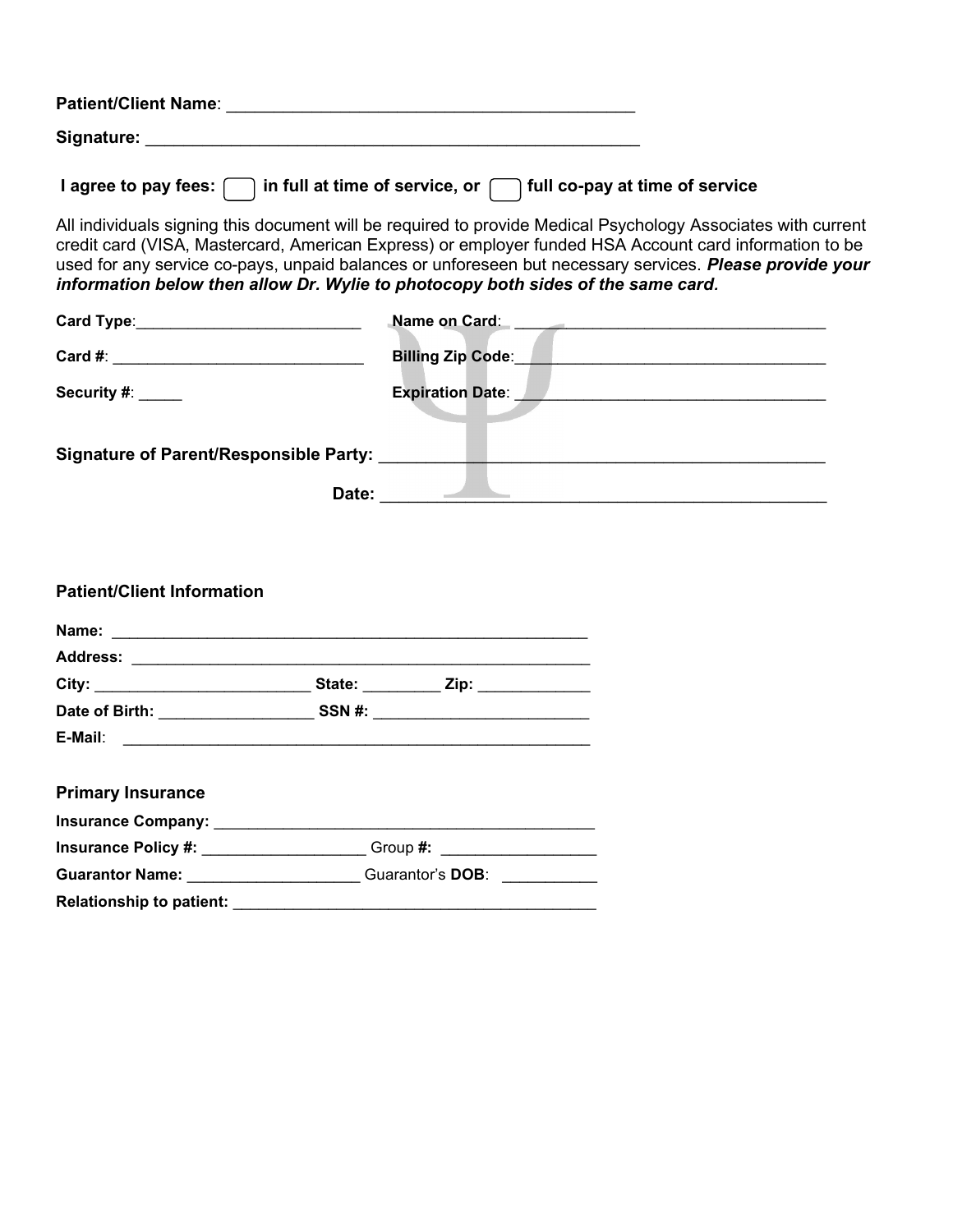**Patient/Client Name**: ____________________________________________

**Signature:** ____________________________________________________

**I agree to pay fees:** ☐ **in full at time of service, or** ☐ **full co-pay at time of service**

All individuals signing this document will be required to provide Medical Psychology Associates with current credit card (VISA, Mastercard, American Express) or employer funded HSA Account card information to be used for any service co-pays, unpaid balances or unforeseen but necessary services. ***Please provide your information below then allow Dr. Wylie to photocopy both sides of the same card.***

**Card Type**:_________________________ **Name on Card**: __________________________________

**Card #**: ___________________________ **Billing Zip Code**:_________________________________

**Security #**: _____ **Expiration Date**: ___________________________________

**Signature of Parent/Responsible Party:** _______________________________________________

**Date:** _______________________________________________

**Patient/Client Information**

**Name:** ______________________________________________________

**Address:** ____________________________________________________

**City:** ________________________ **State:** _________ **Zip:** _____________

**Date of Birth:** __________________ **SSN #:** _________________________

**E-Mail**: ______________________________________________________

**Primary Insurance**

**Insurance Company:** ____________________________________________

**Insurance Policy #:** __________________ Group **#:** _________________

**Guarantor Name:** ___________________ Guarantor's **DOB**: ___________

**Relationship to patient:** _________________________________________